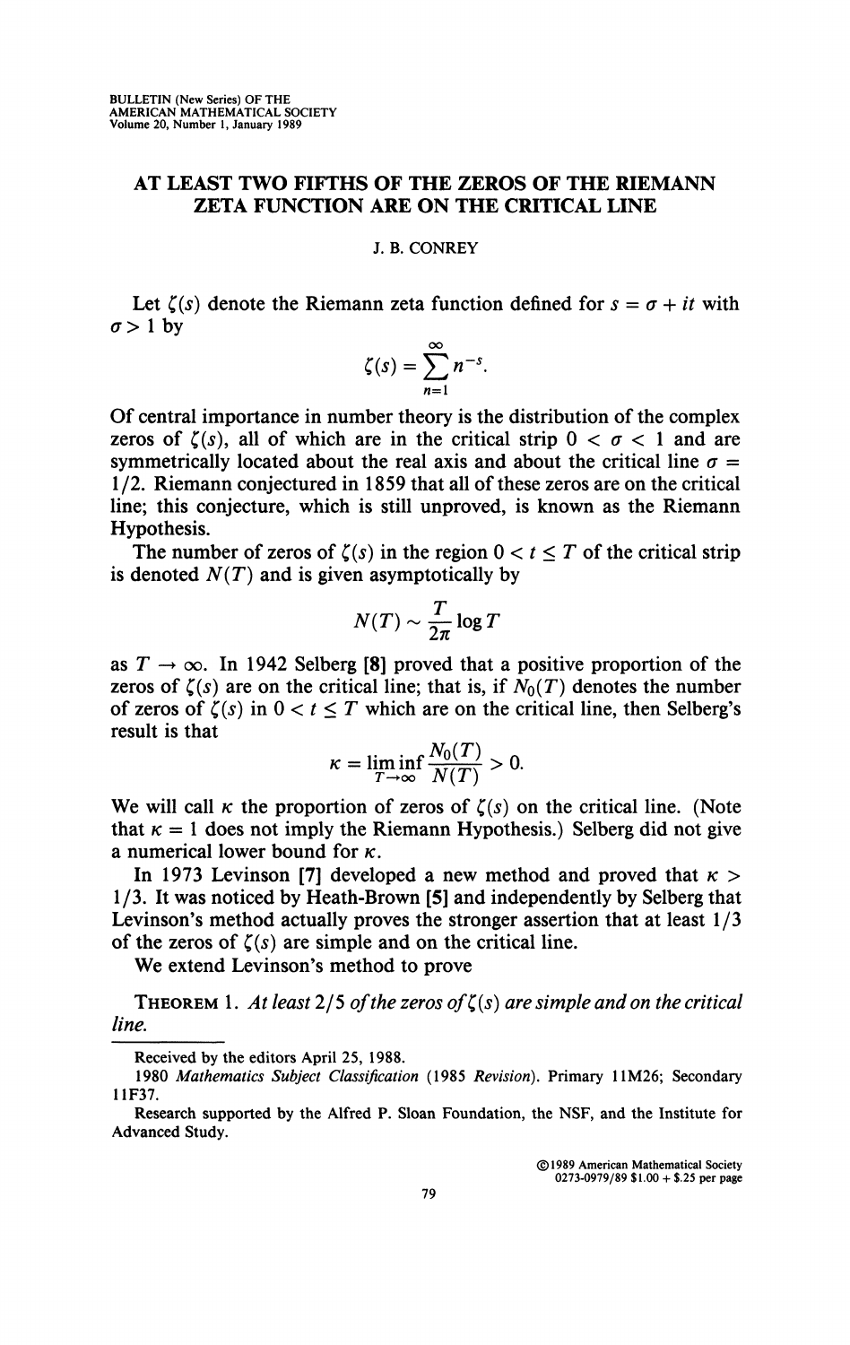# AT LEAST TWO FIFTHS OF THE ZEROS OF THE RIEMANN ZETA FUNCTION ARE ON THE CRITICAL LINE

J. B. CONREY

Let $\zeta(s)$ denote the Riemann zeta function defined for $s = \sigma + it$ with $\sigma > 1$ by

$$\zeta(s) = \sum_{n=1}^{\infty} n^{-s}.$$

Of central importance in number theory is the distribution of the complex zeros of $\zeta(s)$, all of which are in the critical strip $0 < \sigma < 1$ and are symmetrically located about the real axis and about the critical line $\sigma = 1/2$. Riemann conjectured in 1859 that all of these zeros are on the critical line; this conjecture, which is still unproved, is known as the Riemann Hypothesis.

The number of zeros of $\zeta(s)$ in the region $0 < t \leq T$ of the critical strip is denoted $N(T)$ and is given asymptotically by

$$N(T) \sim \frac{T}{2\pi} \log T$$

as $T \to \infty$. In 1942 Selberg [8] proved that a positive proportion of the zeros of $\zeta(s)$ are on the critical line; that is, if $N_0(T)$ denotes the number of zeros of $\zeta(s)$ in $0 < t \leq T$ which are on the critical line, then Selberg's result is that

$$\kappa = \liminf_{T \to \infty} \frac{N_0(T)}{N(T)} > 0.$$

We will call $\kappa$ the proportion of zeros of $\zeta(s)$ on the critical line. (Note that $\kappa = 1$ does not imply the Riemann Hypothesis.) Selberg did not give a numerical lower bound for $\kappa$.

In 1973 Levinson [7] developed a new method and proved that $\kappa > 1/3$. It was noticed by Heath-Brown [5] and independently by Selberg that Levinson's method actually proves the stronger assertion that at least $1/3$ of the zeros of $\zeta(s)$ are simple and on the critical line.

We extend Levinson's method to prove

THEOREM 1. *At least $2/5$ of the zeros of $\zeta(s)$ are simple and on the critical line.*

---

Received by the editors April 25, 1988.

1980 *Mathematics Subject Classification* (1985 *Revision*). Primary 11M26; Secondary 11F37.

Research supported by the Alfred P. Sloan Foundation, the NSF, and the Institute for Advanced Study.

©1989 American Mathematical Society
0273-0979/89 \$1.00 + \$.25 per page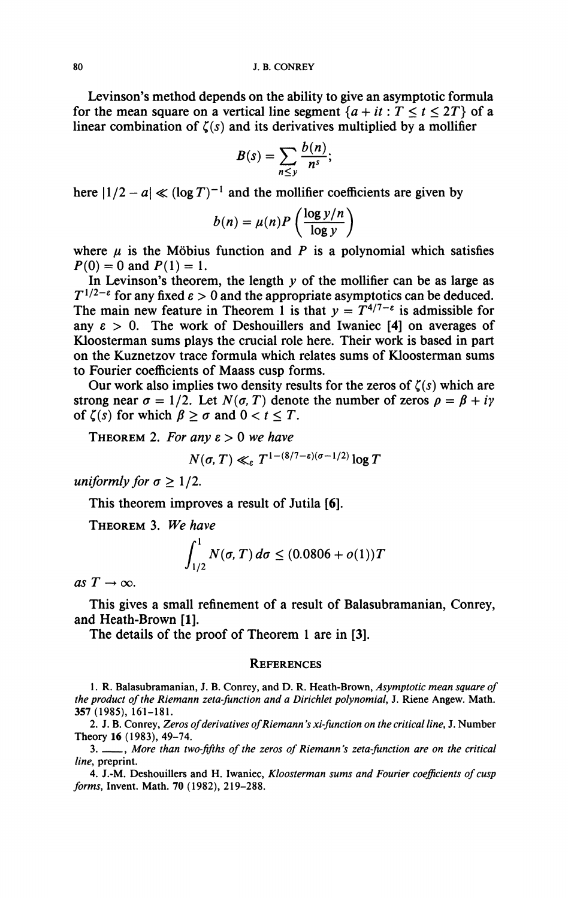Levinson's method depends on the ability to give an asymptotic formula for the mean square on a vertical line segment $\{a + it : T \le t \le 2T\}$ of a linear combination of $\zeta(s)$ and its derivatives multiplied by a mollifier

$$B(s) = \sum_{n \le y} \frac{b(n)}{n^s};$$

here $|1/2 - a| \ll (\log T)^{-1}$ and the mollifier coefficients are given by

$$b(n) = \mu(n) P\left(\frac{\log y/n}{\log y}\right)$$

where $\mu$ is the Möbius function and $P$ is a polynomial which satisfies $P(0) = 0$ and $P(1) = 1$.

In Levinson's theorem, the length $y$ of the mollifier can be as large as $T^{1/2-\varepsilon}$ for any fixed $\varepsilon > 0$ and the appropriate asymptotics can be deduced. The main new feature in Theorem 1 is that $y = T^{4/7-\varepsilon}$ is admissible for any $\varepsilon > 0$. The work of Deshouillers and Iwaniec **[4]** on averages of Kloosterman sums plays the crucial role here. Their work is based in part on the Kuznetzov trace formula which relates sums of Kloosterman sums to Fourier coefficients of Maass cusp forms.

Our work also implies two density results for the zeros of $\zeta(s)$ which are strong near $\sigma = 1/2$. Let $N(\sigma, T)$ denote the number of zeros $\rho = \beta + i\gamma$ of $\zeta(s)$ for which $\beta \ge \sigma$ and $0 < t \le T$.

THEOREM 2. *For any* $\varepsilon > 0$ *we have*

$$N(\sigma, T) \ll_\varepsilon T^{1-(8/7-\varepsilon)(\sigma-1/2)} \log T$$

*uniformly for* $\sigma \ge 1/2$.

This theorem improves a result of Jutila **[6]**.

THEOREM 3. *We have*

$$\int_{1/2}^{1} N(\sigma, T)\, d\sigma \le (0.0806 + o(1))T$$

*as* $T \to \infty$.

This gives a small refinement of a result of Balasubramanian, Conrey, and Heath-Brown **[1]**.

The details of the proof of Theorem 1 are in **[3]**.

## REFERENCES

1. R. Balasubramanian, J. B. Conrey, and D. R. Heath-Brown, *Asymptotic mean square of the product of the Riemann zeta-function and a Dirichlet polynomial*, J. Riene Angew. Math. **357** (1985), 161–181.

2. J. B. Conrey, *Zeros of derivatives of Riemann's xi-function on the critical line*, J. Number Theory **16** (1983), 49–74.

3. ———, *More than two-fifths of the zeros of Riemann's zeta-function are on the critical line*, preprint.

4. J.-M. Deshouillers and H. Iwaniec, *Kloosterman sums and Fourier coefficients of cusp forms*, Invent. Math. **70** (1982), 219–288.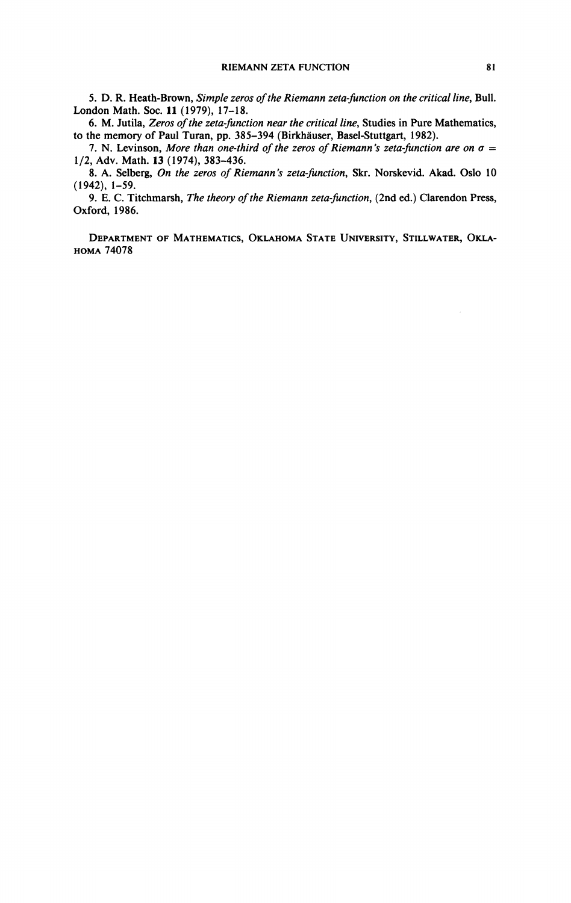5. D. R. Heath-Brown, *Simple zeros of the Riemann zeta-function on the critical line*, Bull. London Math. Soc. **11** (1979), 17–18.

6. M. Jutila, *Zeros of the zeta-function near the critical line*, Studies in Pure Mathematics, to the memory of Paul Turan, pp. 385–394 (Birkhäuser, Basel-Stuttgart, 1982).

7. N. Levinson, *More than one-third of the zeros of Riemann's zeta-function are on $\sigma = 1/2$*, Adv. Math. **13** (1974), 383–436.

8. A. Selberg, *On the zeros of Riemann's zeta-function*, Skr. Norskevid. Akad. Oslo 10 (1942), 1–59.

9. E. C. Titchmarsh, *The theory of the Riemann zeta-function*, (2nd ed.) Clarendon Press, Oxford, 1986.

DEPARTMENT OF MATHEMATICS, OKLAHOMA STATE UNIVERSITY, STILLWATER, OKLAHOMA 74078